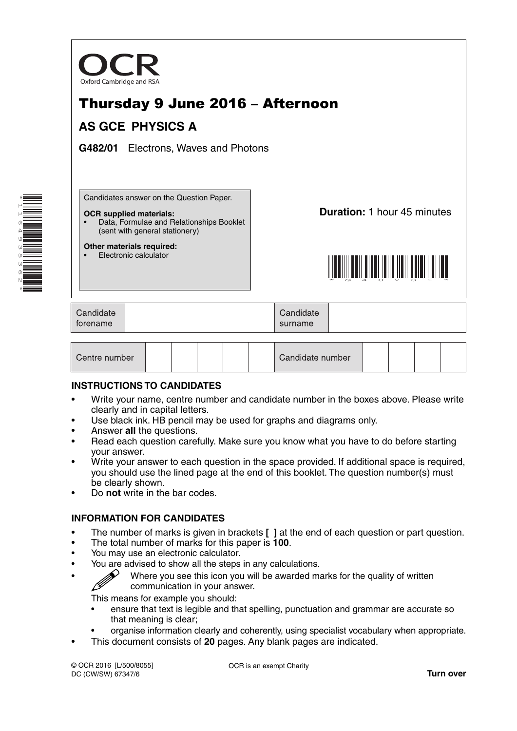OCR
Oxford Cambridge and RSA

# Thursday 9 June 2016 – Afternoon

## AS GCE PHYSICS A

**G482/01** Electrons, Waves and Photons

Candidates answer on the Question Paper.

**OCR supplied materials:**
- Data, Formulae and Relationships Booklet (sent with general stationery)

**Other materials required:**
- Electronic calculator

**Duration:** 1 hour 45 minutes

| Candidate forename | | Candidate surname | |
|---|---|---|---|

| Centre number | | | | | | Candidate number | | | | |
|---|---|---|---|---|---|---|---|---|---|---|

### INSTRUCTIONS TO CANDIDATES

- Write your name, centre number and candidate number in the boxes above. Please write clearly and in capital letters.
- Use black ink. HB pencil may be used for graphs and diagrams only.
- Answer **all** the questions.
- Read each question carefully. Make sure you know what you have to do before starting your answer.
- Write your answer to each question in the space provided. If additional space is required, you should use the lined page at the end of this booklet. The question number(s) must be clearly shown.
- Do **not** write in the bar codes.

### INFORMATION FOR CANDIDATES

- The number of marks is given in brackets **[ ]** at the end of each question or part question.
- The total number of marks for this paper is **100**.
- You may use an electronic calculator.
- You are advised to show all the steps in any calculations.
- Where you see this icon you will be awarded marks for the quality of written communication in your answer.

  This means for example you should:
  - ensure that text is legible and that spelling, punctuation and grammar are accurate so that meaning is clear;
  - organise information clearly and coherently, using specialist vocabulary when appropriate.
- This document consists of **20** pages. Any blank pages are indicated.

© OCR 2016 [L/500/8055]
DC (CW/SW) 67347/6

OCR is an exempt Charity

**Turn over**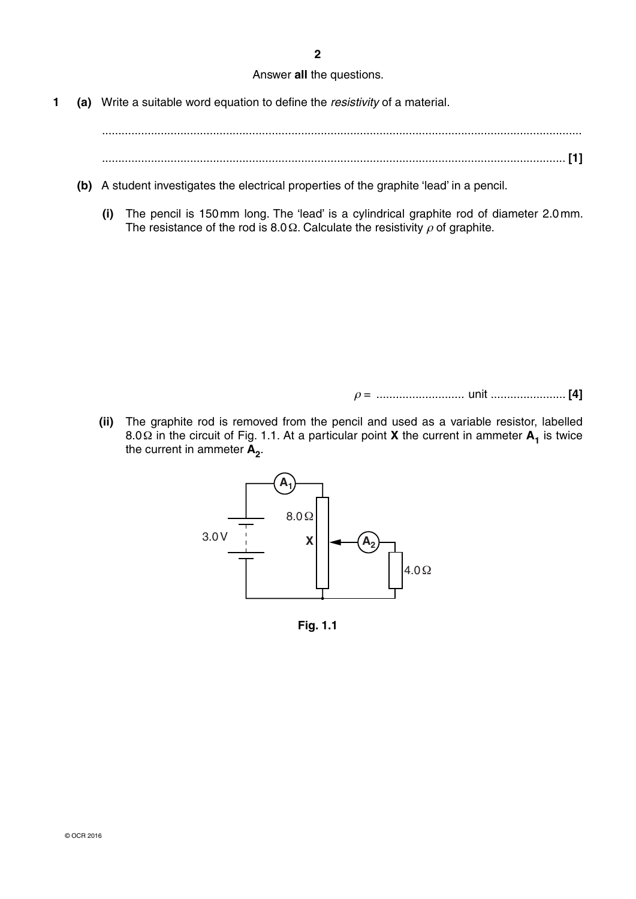Answer **all** the questions.

**1 (a)** Write a suitable word equation to define the *resistivity* of a material.

.......................................................................................................................................

....................................................................................................................................... **[1]**

**(b)** A student investigates the electrical properties of the graphite 'lead' in a pencil.

**(i)** The pencil is 150 mm long. The 'lead' is a cylindrical graphite rod of diameter 2.0 mm. The resistance of the rod is 8.0 Ω. Calculate the resistivity $\rho$ of graphite.

$\rho$ = ........................... unit ....................... **[4]**

**(ii)** The graphite rod is removed from the pencil and used as a variable resistor, labelled 8.0 Ω in the circuit of Fig. 1.1. At a particular point **X** the current in ammeter $\mathbf{A_1}$ is twice the current in ammeter $\mathbf{A_2}$.

$A_1$

8.0 Ω

3.0 V

X

$A_2$

4.0 Ω

**Fig. 1.1**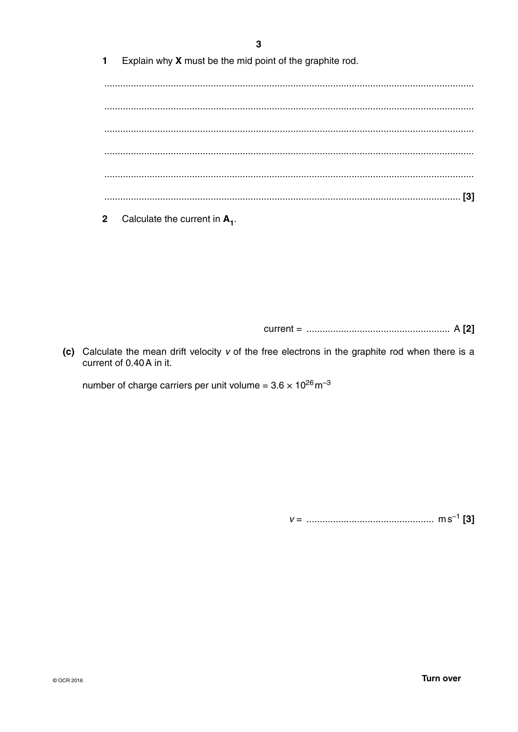1 Explain why **X** must be the mid point of the graphite rod.

...........................................................................................................................................

...........................................................................................................................................

...........................................................................................................................................

...........................................................................................................................................

...........................................................................................................................................

..................................................................................................................................... **[3]**

2 Calculate the current in $\mathbf{A_1}$.

current = ...................................................... A **[2]**

**(c)** Calculate the mean drift velocity $v$ of the free electrons in the graphite rod when there is a current of 0.40 A in it.

number of charge carriers per unit volume = $3.6 \times 10^{26}\,\text{m}^{-3}$

$v$ = ................................................ $\text{m}\,\text{s}^{-1}$ **[3]**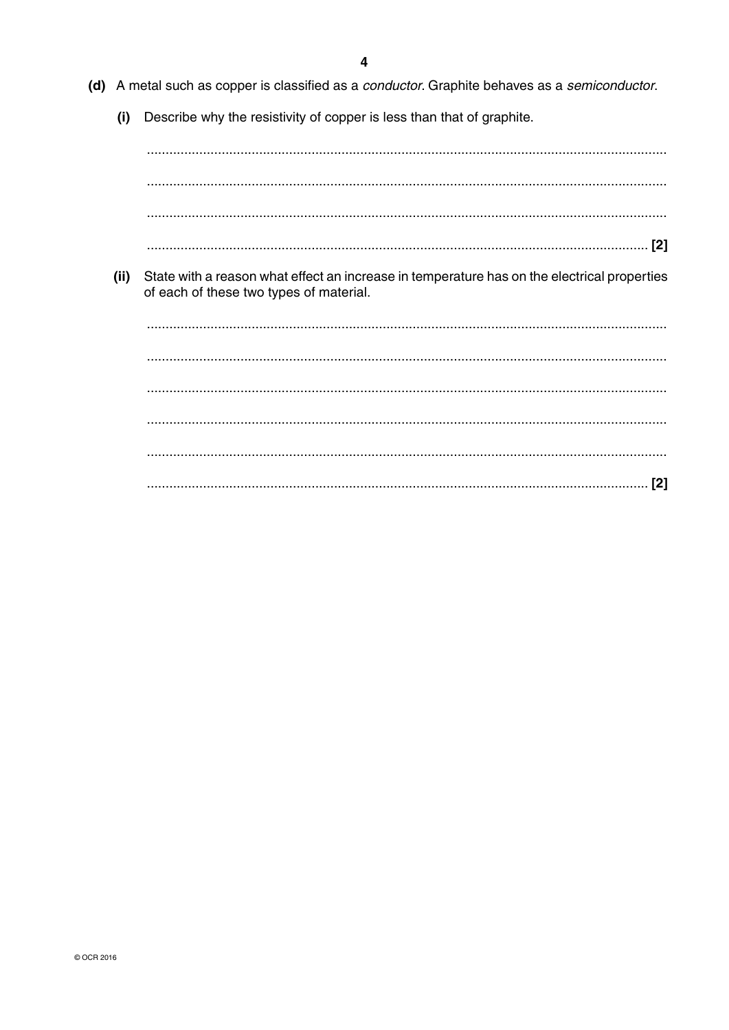**(d)** A metal such as copper is classified as a *conductor*. Graphite behaves as a *semiconductor*.

**(i)** Describe why the resistivity of copper is less than that of graphite.

...................................................................................................................................................

...................................................................................................................................................

...................................................................................................................................................

............................................................................................................................................. **[2]**

**(ii)** State with a reason what effect an increase in temperature has on the electrical properties of each of these two types of material.

...................................................................................................................................................

...................................................................................................................................................

...................................................................................................................................................

...................................................................................................................................................

...................................................................................................................................................

............................................................................................................................................. **[2]**

© OCR 2016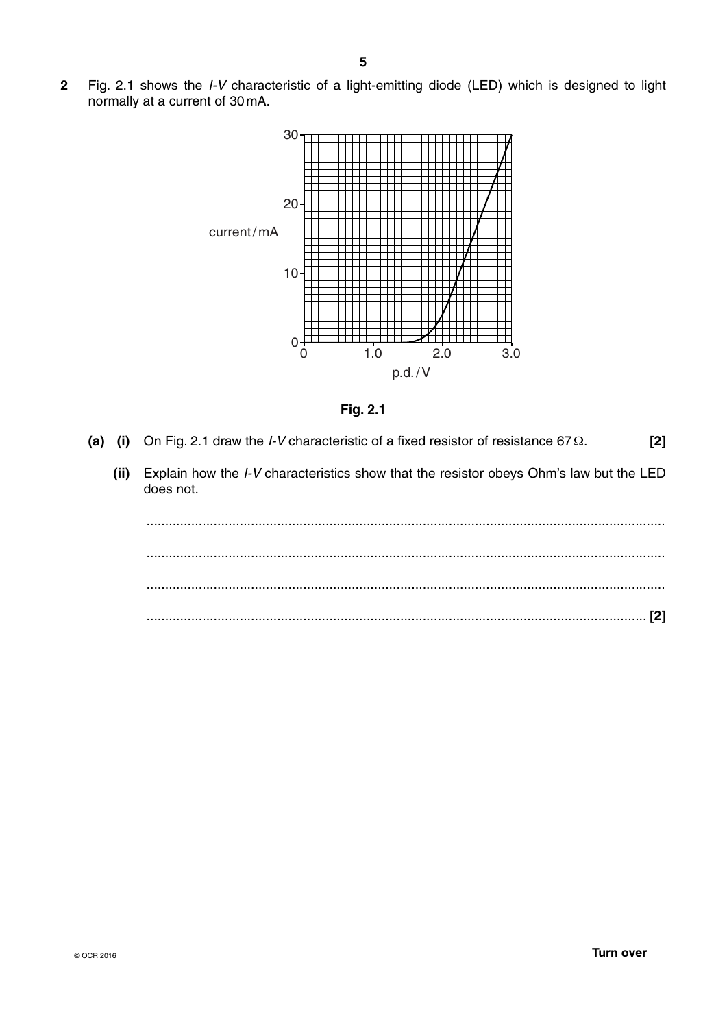**2** Fig. 2.1 shows the *I*-*V* characteristic of a light-emitting diode (LED) which is designed to light normally at a current of 30 mA.

**Fig. 2.1**

**(a) (i)** On Fig. 2.1 draw the *I*-*V* characteristic of a fixed resistor of resistance 67 Ω. **[2]**

**(ii)** Explain how the *I*-*V* characteristics show that the resistor obeys Ohm's law but the LED does not.

...........................................................................................................................................

...........................................................................................................................................

...........................................................................................................................................

..................................................................................................................................... **[2]**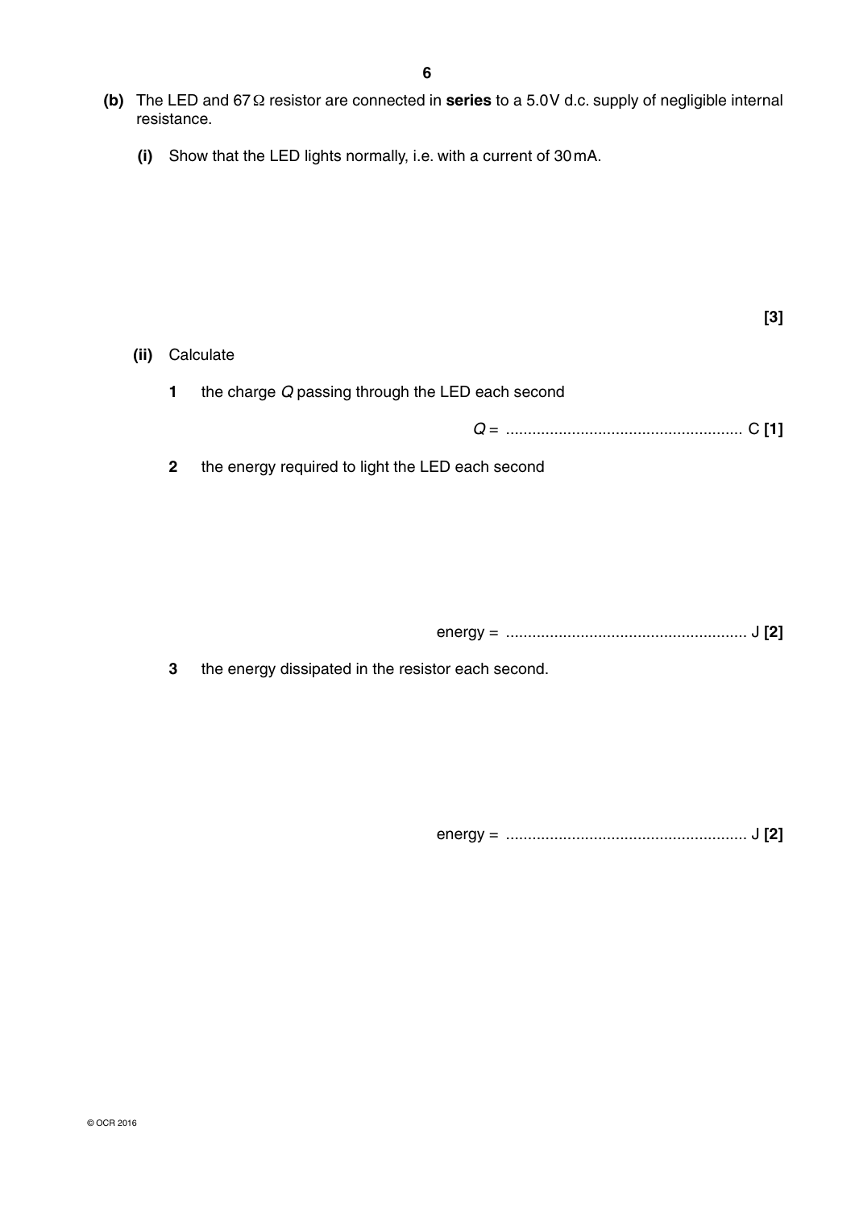**(b)** The LED and 67 Ω resistor are connected in **series** to a 5.0 V d.c. supply of negligible internal resistance.

**(i)** Show that the LED lights normally, i.e. with a current of 30 mA.

**[3]**

**(ii)** Calculate

**1** the charge $Q$ passing through the LED each second

$Q$ = ...................................................... C **[1]**

**2** the energy required to light the LED each second

energy = ...................................................... J **[2]**

**3** the energy dissipated in the resistor each second.

energy = ...................................................... J **[2]**

© OCR 2016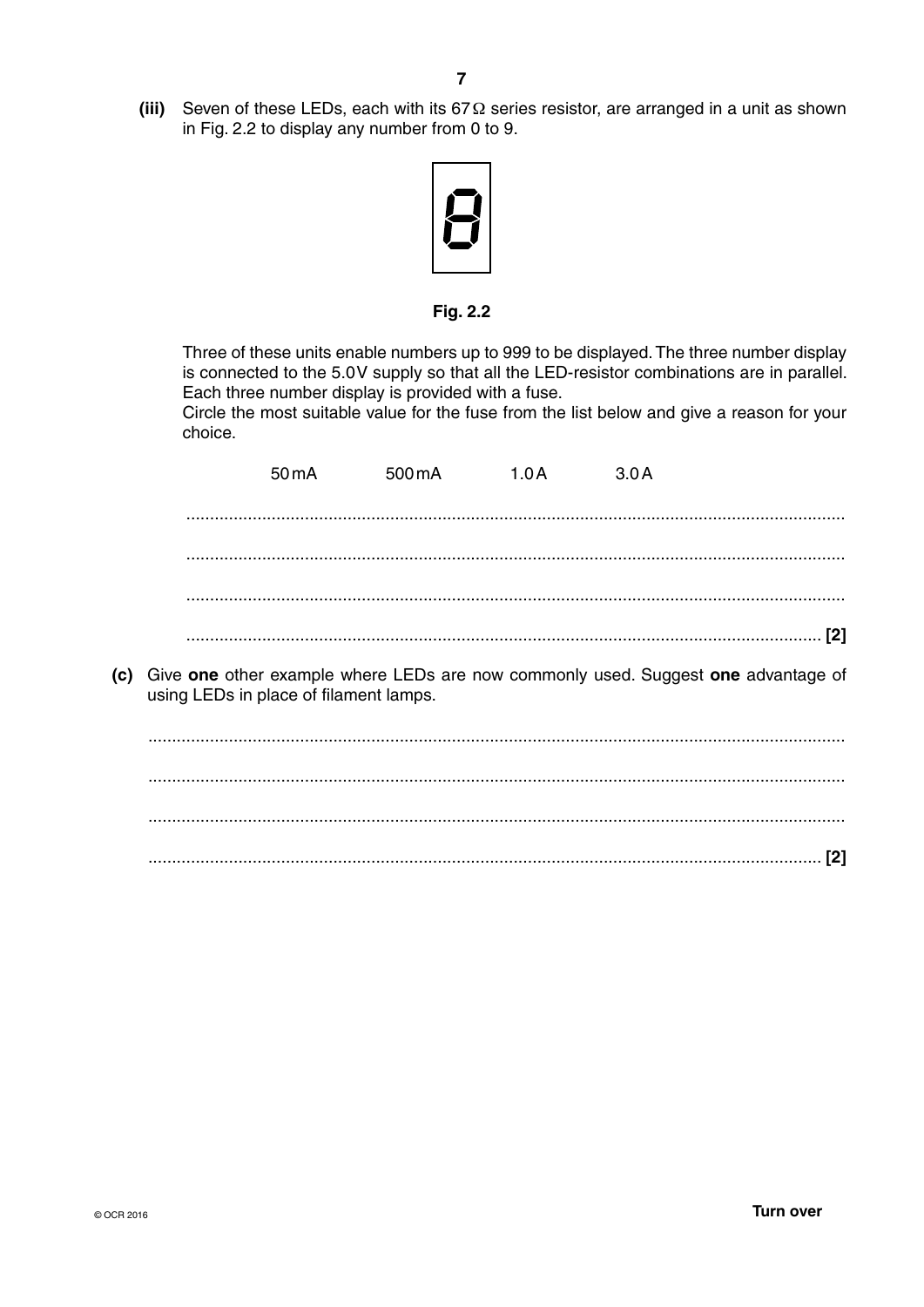**(iii)** Seven of these LEDs, each with its 67 Ω series resistor, are arranged in a unit as shown in Fig. 2.2 to display any number from 0 to 9.

8

**Fig. 2.2**

Three of these units enable numbers up to 999 to be displayed. The three number display is connected to the 5.0 V supply so that all the LED-resistor combinations are in parallel. Each three number display is provided with a fuse.
Circle the most suitable value for the fuse from the list below and give a reason for your choice.

50 mA     500 mA     1.0 A     3.0 A

..........................................................................................................................................

..........................................................................................................................................

..........................................................................................................................................

.................................................................................................................................... **[2]**

**(c)** Give **one** other example where LEDs are now commonly used. Suggest **one** advantage of using LEDs in place of filament lamps.

..........................................................................................................................................

..........................................................................................................................................

..........................................................................................................................................

.................................................................................................................................... **[2]**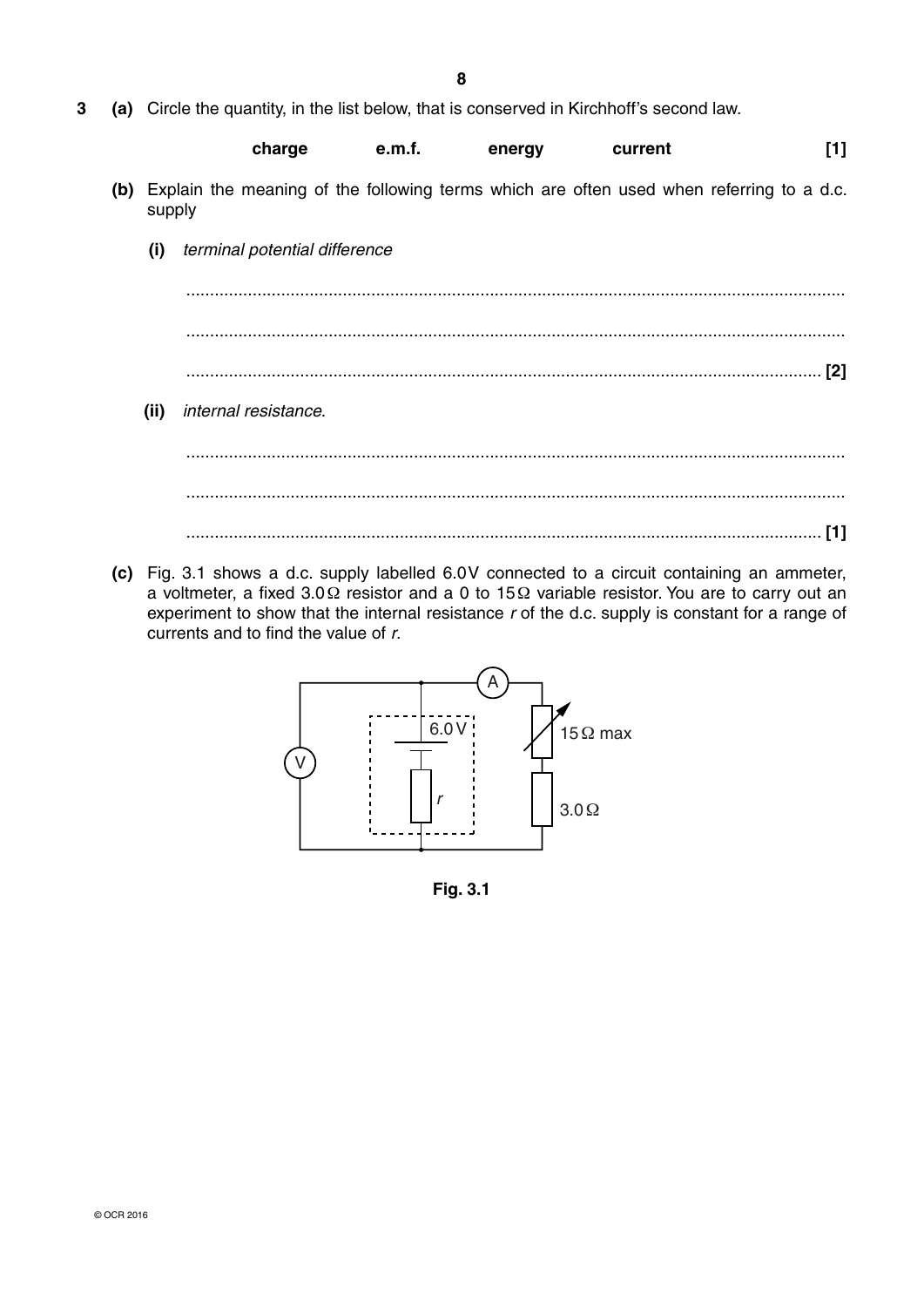**3** **(a)** Circle the quantity, in the list below, that is conserved in Kirchhoff's second law.

**charge** **e.m.f.** **energy** **current** **[1]**

**(b)** Explain the meaning of the following terms which are often used when referring to a d.c. supply

**(i)** *terminal potential difference*

.......................................................................................................................................

.......................................................................................................................................

....................................................................................................................................... **[2]**

**(ii)** *internal resistance*.

.......................................................................................................................................

.......................................................................................................................................

....................................................................................................................................... **[1]**

**(c)** Fig. 3.1 shows a d.c. supply labelled 6.0V connected to a circuit containing an ammeter, a voltmeter, a fixed 3.0 Ω resistor and a 0 to 15 Ω variable resistor. You are to carry out an experiment to show that the internal resistance *r* of the d.c. supply is constant for a range of currents and to find the value of *r*.

A

V

6.0 V

*r*

15 Ω max

3.0 Ω

**Fig. 3.1**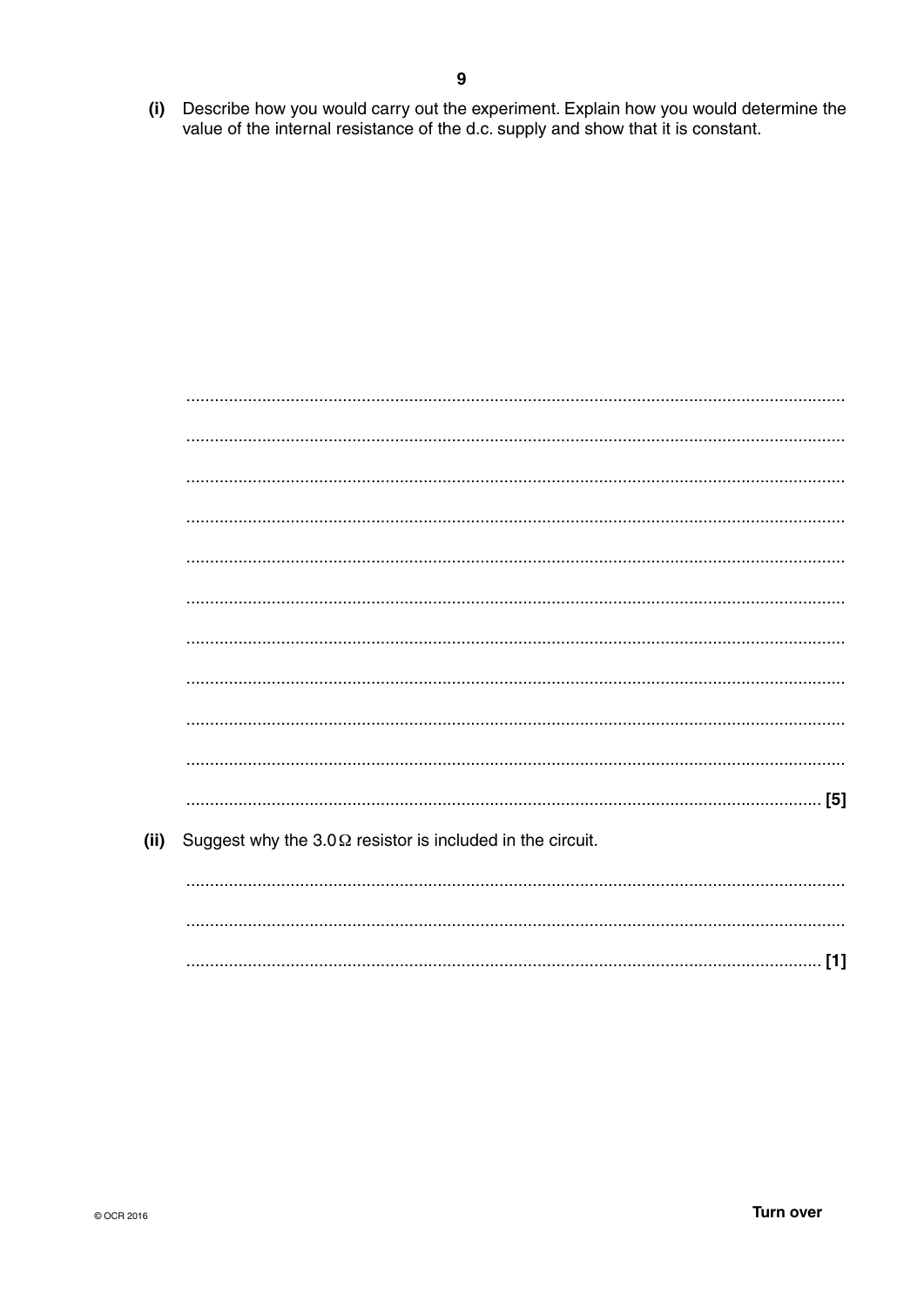(i) Describe how you would carry out the experiment. Explain how you would determine the value of the internal resistance of the d.c. supply and show that it is constant.

...................................................................................................................................

...................................................................................................................................

...................................................................................................................................

...................................................................................................................................

...................................................................................................................................

...................................................................................................................................

...................................................................................................................................

...................................................................................................................................

...................................................................................................................................

...................................................................................................................................

............................................................................................................................. [5]

(ii) Suggest why the 3.0 Ω resistor is included in the circuit.

...................................................................................................................................

...................................................................................................................................

............................................................................................................................. [1]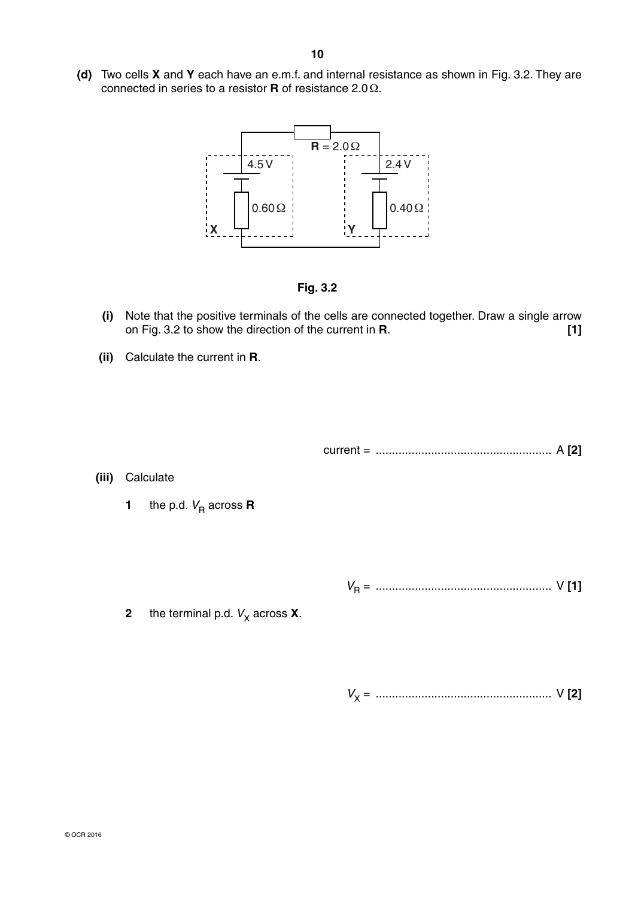**(d)** Two cells **X** and **Y** each have an e.m.f. and internal resistance as shown in Fig. 3.2. They are connected in series to a resistor **R** of resistance 2.0 Ω.

$\mathbf{R}$ = 2.0 Ω

4.5 V

0.60 Ω

X

2.4 V

0.40 Ω

Y

**Fig. 3.2**

**(i)** Note that the positive terminals of the cells are connected together. Draw a single arrow on Fig. 3.2 to show the direction of the current in **R**. **[1]**

**(ii)** Calculate the current in **R**.

current = ...................................................... A **[2]**

**(iii)** Calculate

**1** the p.d. $V_R$ across **R**

$V_R$ = ...................................................... V **[1]**

**2** the terminal p.d. $V_X$ across **X**.

$V_X$ = ...................................................... V **[2]**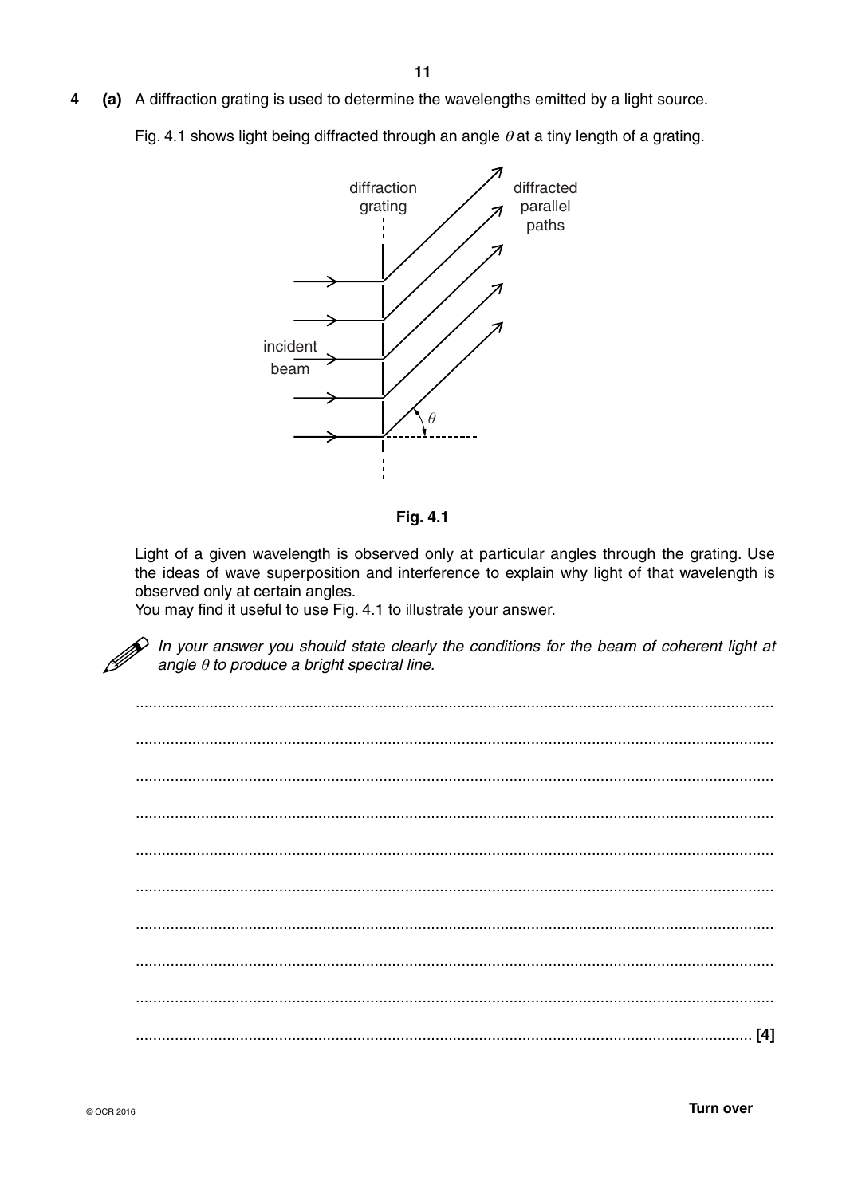**4** **(a)** A diffraction grating is used to determine the wavelengths emitted by a light source.

Fig. 4.1 shows light being diffracted through an angle $\theta$ at a tiny length of a grating.

diffraction grating

diffracted parallel paths

incident beam

$\theta$

**Fig. 4.1**

Light of a given wavelength is observed only at particular angles through the grating. Use the ideas of wave superposition and interference to explain why light of that wavelength is observed only at certain angles.
You may find it useful to use Fig. 4.1 to illustrate your answer.

*In your answer you should state clearly the conditions for the beam of coherent light at angle $\theta$ to produce a bright spectral line.*

..................................................................................................................................................

..................................................................................................................................................

..................................................................................................................................................

..................................................................................................................................................

..................................................................................................................................................

..................................................................................................................................................

..................................................................................................................................................

..................................................................................................................................................

..................................................................................................................................................

.......................................................................................................................................... **[4]**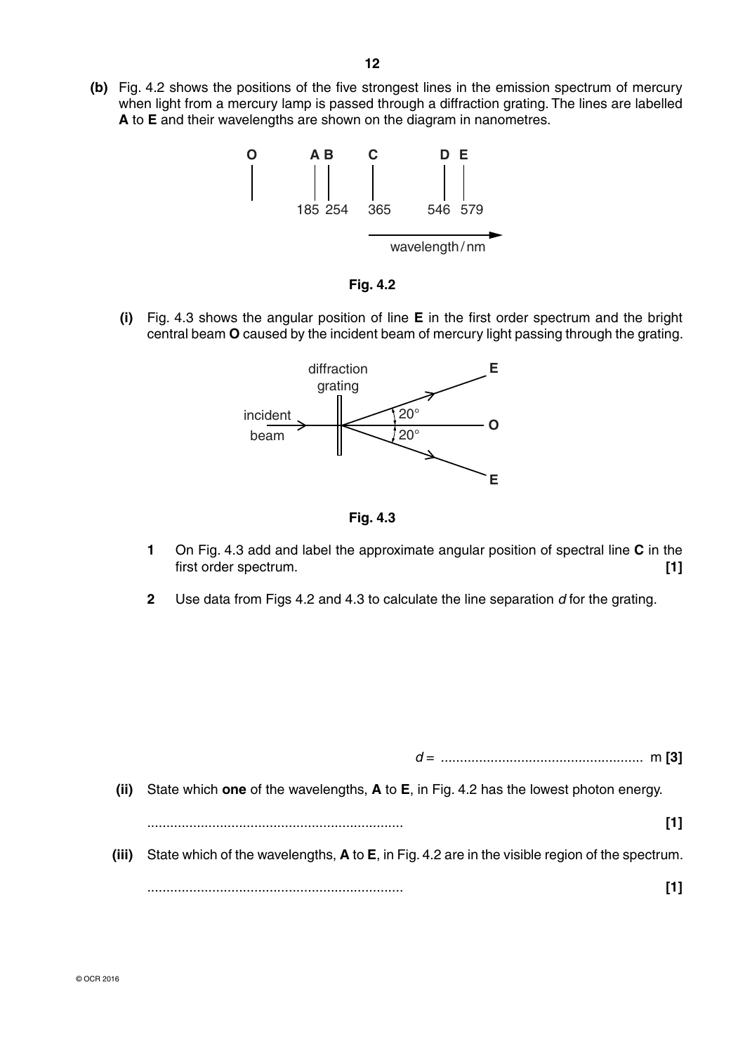**(b)** Fig. 4.2 shows the positions of the five strongest lines in the emission spectrum of mercury when light from a mercury lamp is passed through a diffraction grating. The lines are labelled **A** to **E** and their wavelengths are shown on the diagram in nanometres.

O A B C D E

185 254 365 546 579

wavelength / nm

**Fig. 4.2**

**(i)** Fig. 4.3 shows the angular position of line **E** in the first order spectrum and the bright central beam **O** caused by the incident beam of mercury light passing through the grating.

diffraction grating

incident beam

E

20°

O

20°

E

**Fig. 4.3**

**1** On Fig. 4.3 add and label the approximate angular position of spectral line **C** in the first order spectrum. **[1]**

**2** Use data from Figs 4.2 and 4.3 to calculate the line separation $d$ for the grating.

$d$ = ...................................................... m **[3]**

**(ii)** State which **one** of the wavelengths, **A** to **E**, in Fig. 4.2 has the lowest photon energy.

.................................................................. **[1]**

**(iii)** State which of the wavelengths, **A** to **E**, in Fig. 4.2 are in the visible region of the spectrum.

.................................................................. **[1]**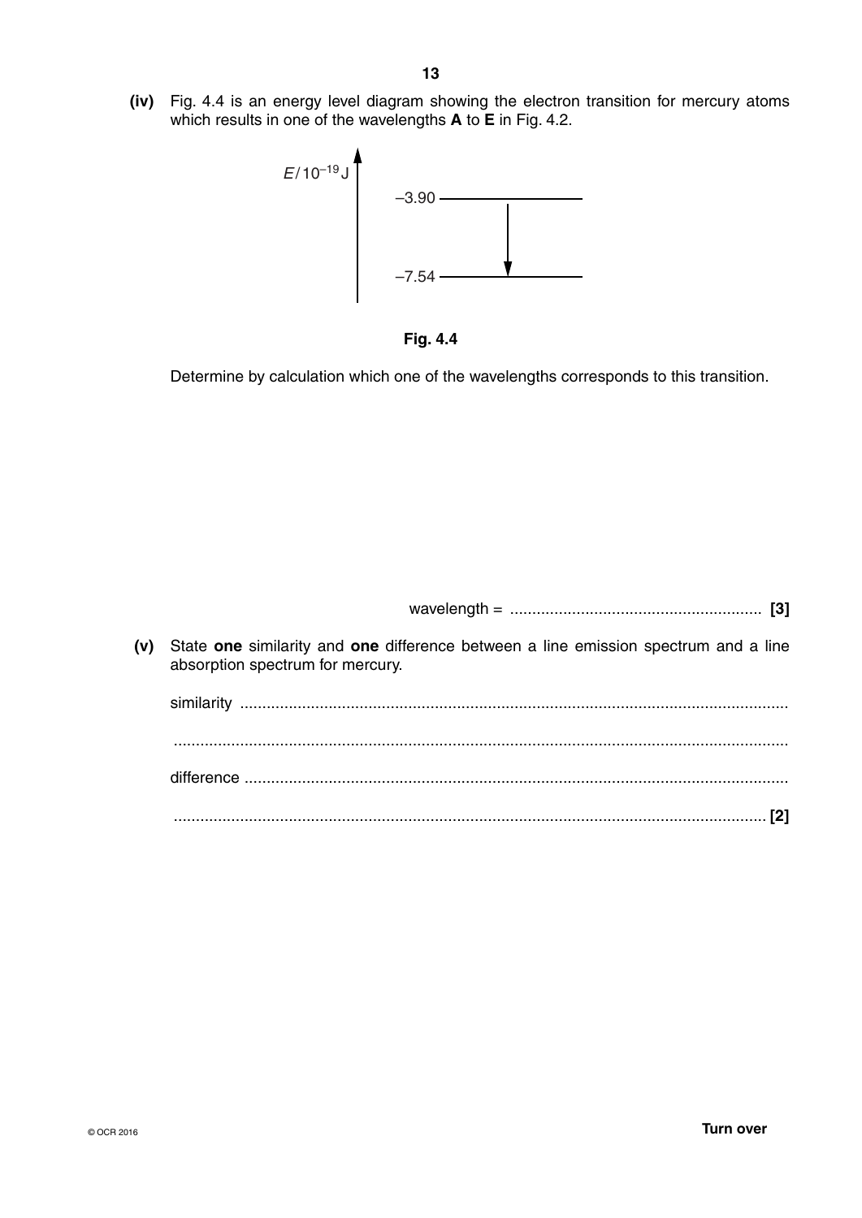**(iv)** Fig. 4.4 is an energy level diagram showing the electron transition for mercury atoms which results in one of the wavelengths **A** to **E** in Fig. 4.2.

$E / 10^{-19}$ J

–3.90

–7.54

**Fig. 4.4**

Determine by calculation which one of the wavelengths corresponds to this transition.

wavelength = ........................................................ **[3]**

**(v)** State **one** similarity and **one** difference between a line emission spectrum and a line absorption spectrum for mercury.

similarity ..........................................................................................................................

..........................................................................................................................................

difference .........................................................................................................................

.......................................................................................................................................... **[2]**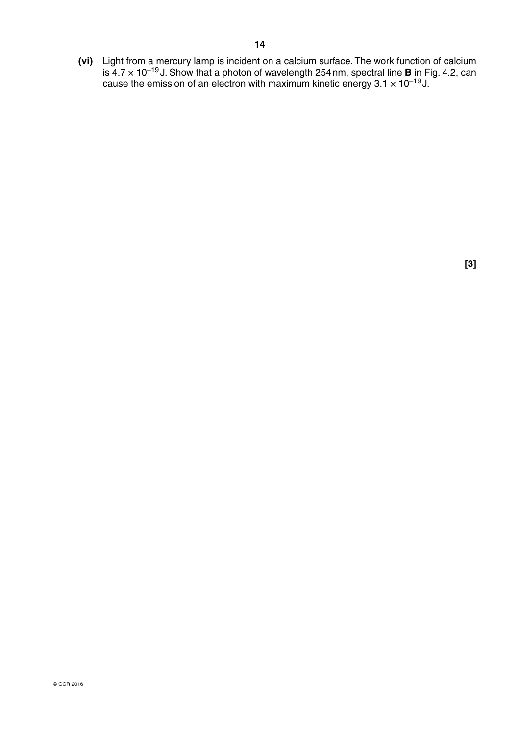**(vi)** Light from a mercury lamp is incident on a calcium surface. The work function of calcium is $4.7 \times 10^{-19}$ J. Show that a photon of wavelength 254 nm, spectral line **B** in Fig. 4.2, can cause the emission of an electron with maximum kinetic energy $3.1 \times 10^{-19}$ J.

**[3]**

© OCR 2016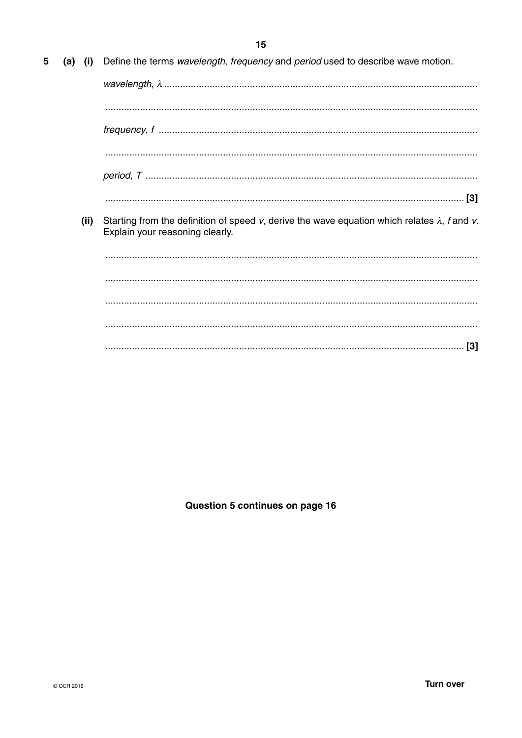**5 (a) (i)** Define the terms *wavelength*, *frequency* and *period* used to describe wave motion.

*wavelength*, $\lambda$ ..................................................................................................................

..........................................................................................................................................

*frequency*, $f$ ..........................................................................................................................

..........................................................................................................................................

*period*, $T$ ...............................................................................................................................

.................................................................................................................................... [3]

**(ii)** Starting from the definition of speed $v$, derive the wave equation which relates $\lambda$, $f$ and $v$. Explain your reasoning clearly.

..........................................................................................................................................

..........................................................................................................................................

..........................................................................................................................................

..........................................................................................................................................

.................................................................................................................................... [3]

**Question 5 continues on page 16**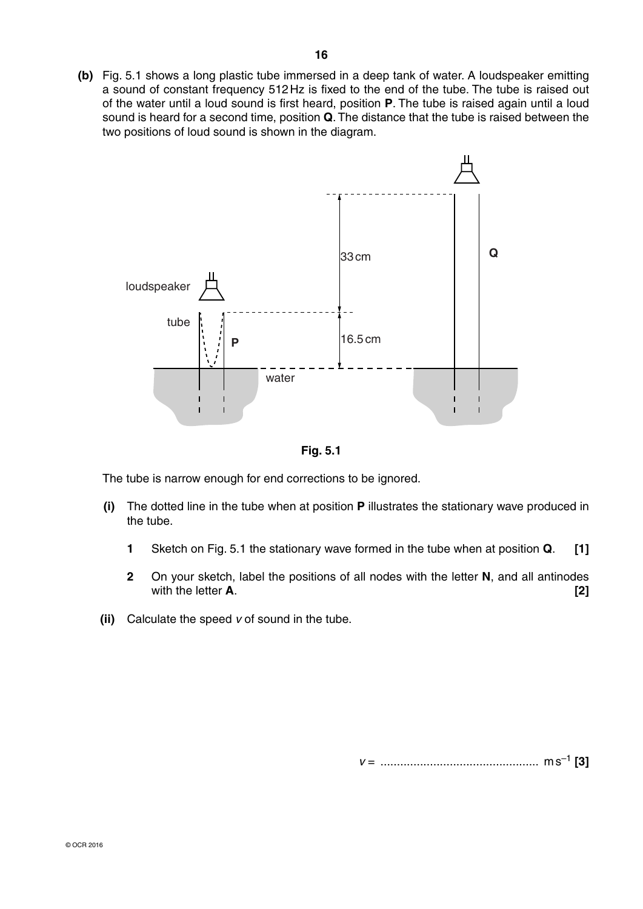**(b)** Fig. 5.1 shows a long plastic tube immersed in a deep tank of water. A loudspeaker emitting a sound of constant frequency 512 Hz is fixed to the end of the tube. The tube is raised out of the water until a loud sound is first heard, position **P**. The tube is raised again until a loud sound is heard for a second time, position **Q**. The distance that the tube is raised between the two positions of loud sound is shown in the diagram.

loudspeaker

tube

P

water

33 cm

16.5 cm

Q

**Fig. 5.1**

The tube is narrow enough for end corrections to be ignored.

**(i)** The dotted line in the tube when at position **P** illustrates the stationary wave produced in the tube.

**1** Sketch on Fig. 5.1 the stationary wave formed in the tube when at position **Q**. **[1]**

**2** On your sketch, label the positions of all nodes with the letter **N**, and all antinodes with the letter **A**. **[2]**

**(ii)** Calculate the speed $v$ of sound in the tube.

$v$ = ................................................ m s$^{-1}$ **[3]**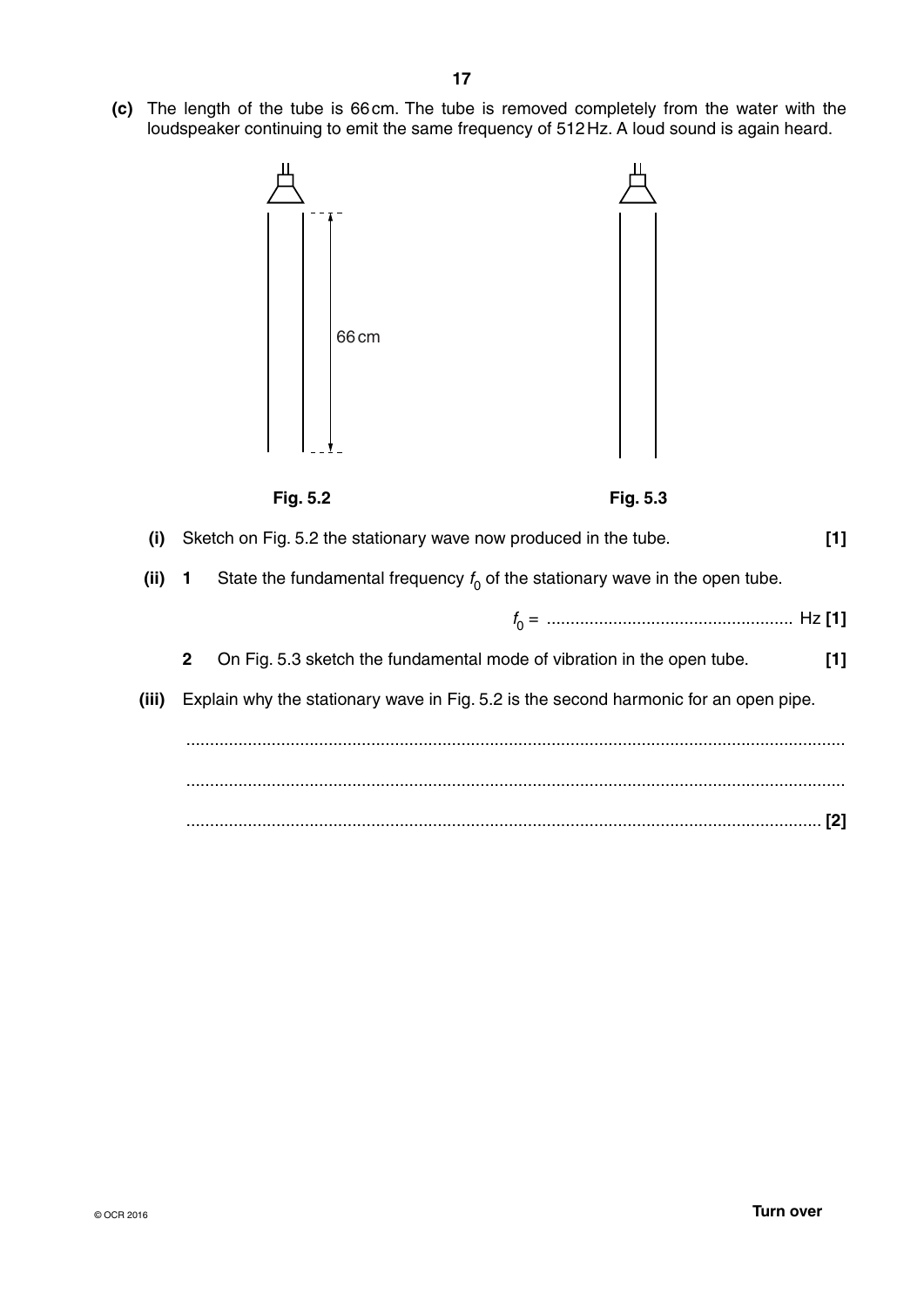**(c)** The length of the tube is 66 cm. The tube is removed completely from the water with the loudspeaker continuing to emit the same frequency of 512 Hz. A loud sound is again heard.

66 cm

Fig. 5.2

Fig. 5.3

**(i)** Sketch on Fig. 5.2 the stationary wave now produced in the tube. **[1]**

**(ii) 1** State the fundamental frequency $f_0$ of the stationary wave in the open tube.

$f_0$ = .................................................... Hz **[1]**

**2** On Fig. 5.3 sketch the fundamental mode of vibration in the open tube. **[1]**

**(iii)** Explain why the stationary wave in Fig. 5.2 is the second harmonic for an open pipe.

...........................................................................................................................................

...........................................................................................................................................

...................................................................................................................................... **[2]**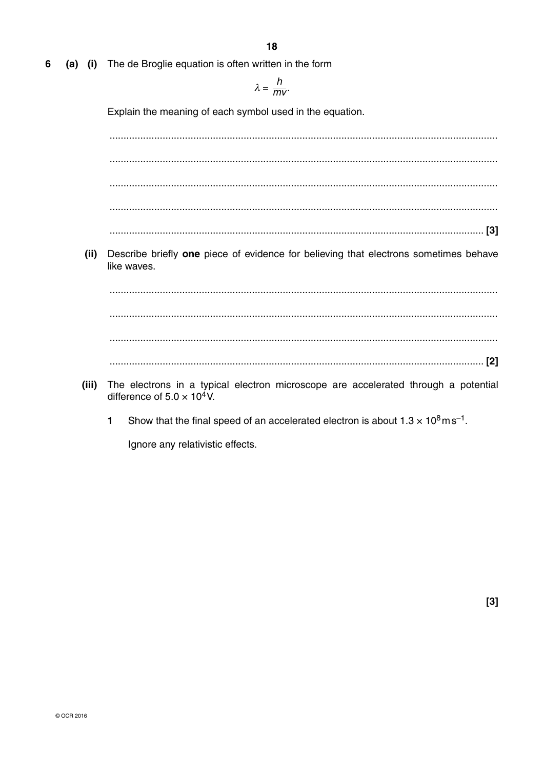**6 (a) (i)** The de Broglie equation is often written in the form

$$\lambda = \frac{h}{mv}.$$

Explain the meaning of each symbol used in the equation.

..........................................................................................................................................

..........................................................................................................................................

..........................................................................................................................................

..........................................................................................................................................

.................................................................................................................................... **[3]**

**(ii)** Describe briefly **one** piece of evidence for believing that electrons sometimes behave like waves.

..........................................................................................................................................

..........................................................................................................................................

..........................................................................................................................................

.................................................................................................................................... **[2]**

**(iii)** The electrons in a typical electron microscope are accelerated through a potential difference of $5.0 \times 10^4$ V.

**1** Show that the final speed of an accelerated electron is about $1.3 \times 10^8\,\text{m}\,\text{s}^{-1}$.

Ignore any relativistic effects.

**[3]**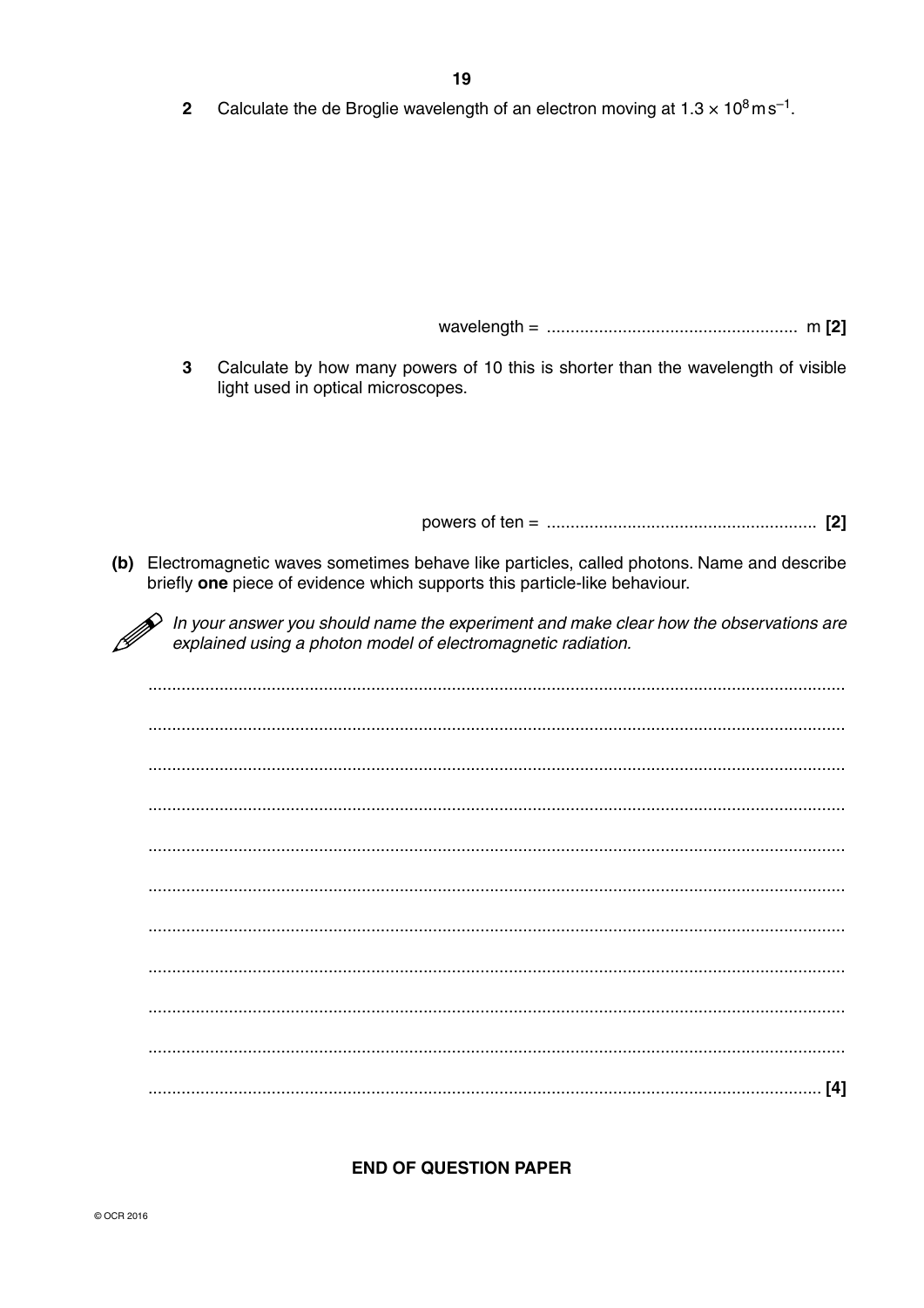**2** Calculate the de Broglie wavelength of an electron moving at $1.3 \times 10^8\,\text{m s}^{-1}$.

wavelength = ...................................................... m **[2]**

**3** Calculate by how many powers of 10 this is shorter than the wavelength of visible light used in optical microscopes.

powers of ten = ........................................................ **[2]**

**(b)** Electromagnetic waves sometimes behave like particles, called photons. Name and describe briefly **one** piece of evidence which supports this particle-like behaviour.

*In your answer you should name the experiment and make clear how the observations are explained using a photon model of electromagnetic radiation.*

..........................................................................................................................................

..........................................................................................................................................

..........................................................................................................................................

..........................................................................................................................................

..........................................................................................................................................

..........................................................................................................................................

..........................................................................................................................................

..........................................................................................................................................

..........................................................................................................................................

..........................................................................................................................................

.......................................................................................................................................... **[4]**

**END OF QUESTION PAPER**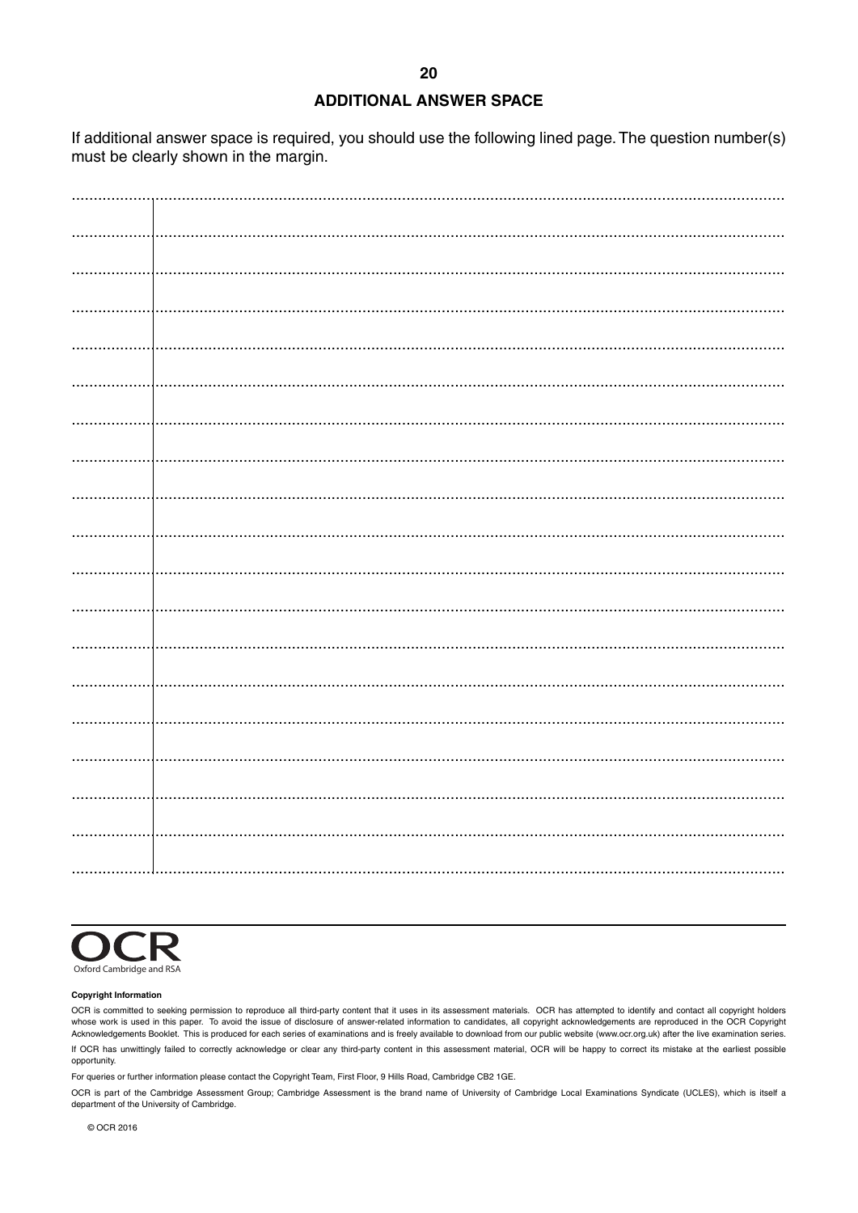## ADDITIONAL ANSWER SPACE

If additional answer space is required, you should use the following lined page. The question number(s) must be clearly shown in the margin.

OCR
Oxford Cambridge and RSA

**Copyright Information**

OCR is committed to seeking permission to reproduce all third-party content that it uses in its assessment materials. OCR has attempted to identify and contact all copyright holders whose work is used in this paper. To avoid the issue of disclosure of answer-related information to candidates, all copyright acknowledgements are reproduced in the OCR Copyright Acknowledgements Booklet. This is produced for each series of examinations and is freely available to download from our public website (www.ocr.org.uk) after the live examination series.

If OCR has unwittingly failed to correctly acknowledge or clear any third-party content in this assessment material, OCR will be happy to correct its mistake at the earliest possible opportunity.

For queries or further information please contact the Copyright Team, First Floor, 9 Hills Road, Cambridge CB2 1GE.

OCR is part of the Cambridge Assessment Group; Cambridge Assessment is the brand name of University of Cambridge Local Examinations Syndicate (UCLES), which is itself a department of the University of Cambridge.

© OCR 2016